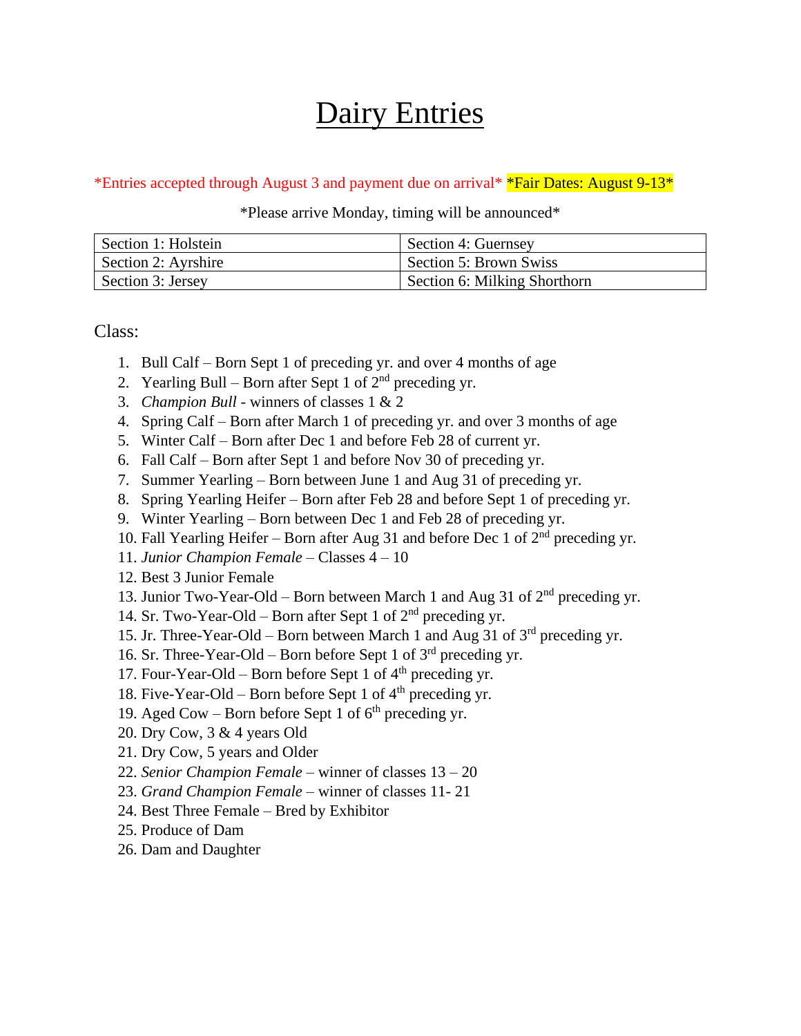# Dairy Entries

*Entries accepted through August 3 and payment due on arrival* *Fair Dates: August 9-13*

*Please arrive Monday, timing will be announced*

| Section 1: Holstein | Section 4: Guernsey |
|---|---|
| Section 2: Ayrshire | Section 5: Brown Swiss |
| Section 3: Jersey | Section 6: Milking Shorthorn |

Class:

1. Bull Calf – Born Sept 1 of preceding yr. and over 4 months of age
2. Yearling Bull – Born after Sept 1 of 2nd preceding yr.
3. *Champion Bull* - winners of classes 1 & 2
4. Spring Calf – Born after March 1 of preceding yr. and over 3 months of age
5. Winter Calf – Born after Dec 1 and before Feb 28 of current yr.
6. Fall Calf – Born after Sept 1 and before Nov 30 of preceding yr.
7. Summer Yearling – Born between June 1 and Aug 31 of preceding yr.
8. Spring Yearling Heifer – Born after Feb 28 and before Sept 1 of preceding yr.
9. Winter Yearling – Born between Dec 1 and Feb 28 of preceding yr.
10. Fall Yearling Heifer – Born after Aug 31 and before Dec 1 of 2nd preceding yr.
11. *Junior Champion Female* – Classes 4 – 10
12. Best 3 Junior Female
13. Junior Two-Year-Old – Born between March 1 and Aug 31 of 2nd preceding yr.
14. Sr. Two-Year-Old – Born after Sept 1 of 2nd preceding yr.
15. Jr. Three-Year-Old – Born between March 1 and Aug 31 of 3rd preceding yr.
16. Sr. Three-Year-Old – Born before Sept 1 of 3rd preceding yr.
17. Four-Year-Old – Born before Sept 1 of 4th preceding yr.
18. Five-Year-Old – Born before Sept 1 of 4th preceding yr.
19. Aged Cow – Born before Sept 1 of 6th preceding yr.
20. Dry Cow, 3 & 4 years Old
21. Dry Cow, 5 years and Older
22. *Senior Champion Female* – winner of classes 13 – 20
23. *Grand Champion Female* – winner of classes 11- 21
24. Best Three Female – Bred by Exhibitor
25. Produce of Dam
26. Dam and Daughter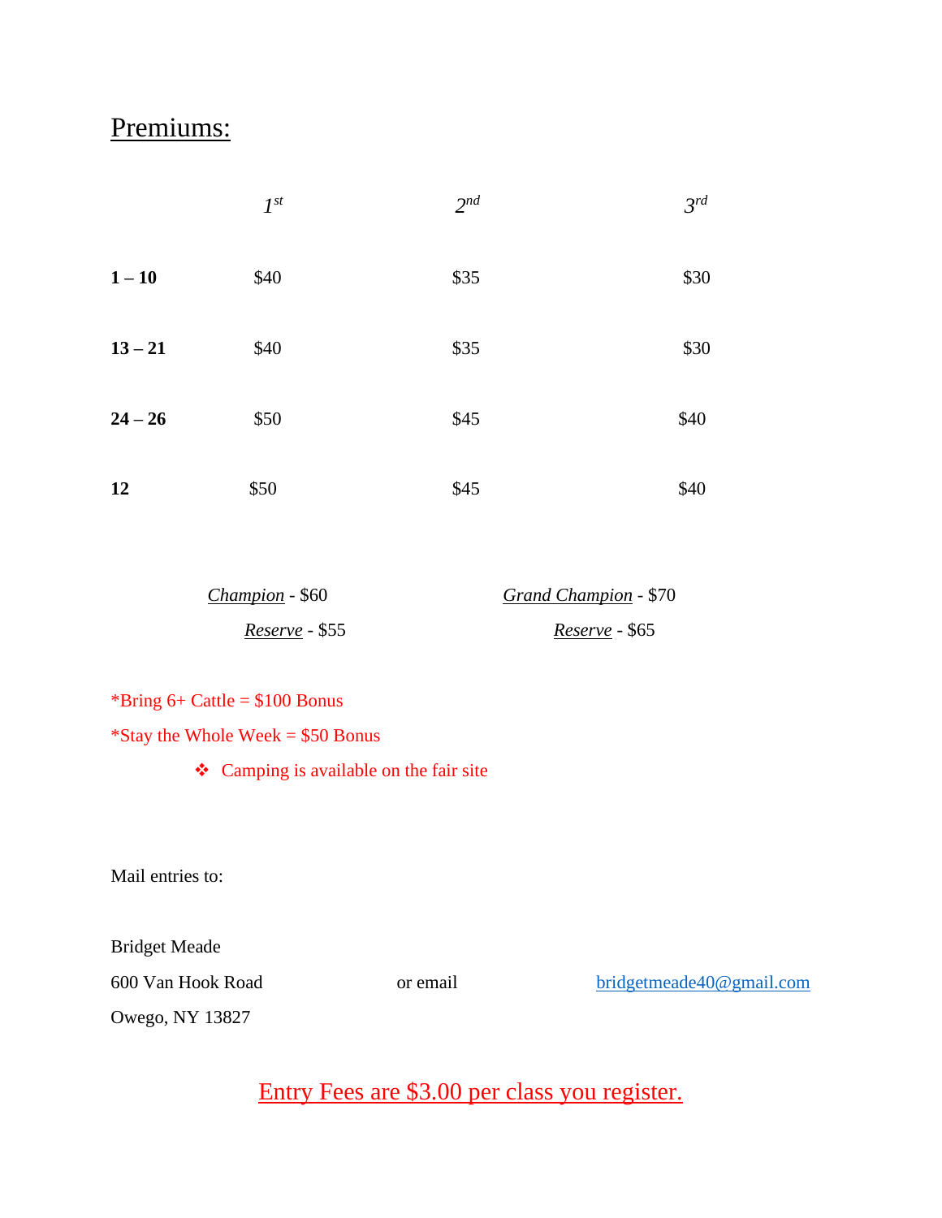## Premiums:

| | $1^{st}$ | $2^{nd}$ | $3^{rd}$ |
|---|---|---|---|
| **1 – 10** | $40 | $35 | $30 |
| **13 – 21** | $40 | $35 | $30 |
| **24 – 26** | $50 | $45 | $40 |
| **12** | $50 | $45 | $40 |

*Champion* - $60

*Reserve* - $55

*Grand Champion* - $70

*Reserve* - $65

*Bring 6+ Cattle = $100 Bonus

*Stay the Whole Week = $50 Bonus

- Camping is available on the fair site

Mail entries to:

Bridget Meade
600 Van Hook Road
Owego, NY 13827

or email bridgetmeade40@gmail.com

Entry Fees are $3.00 per class you register.